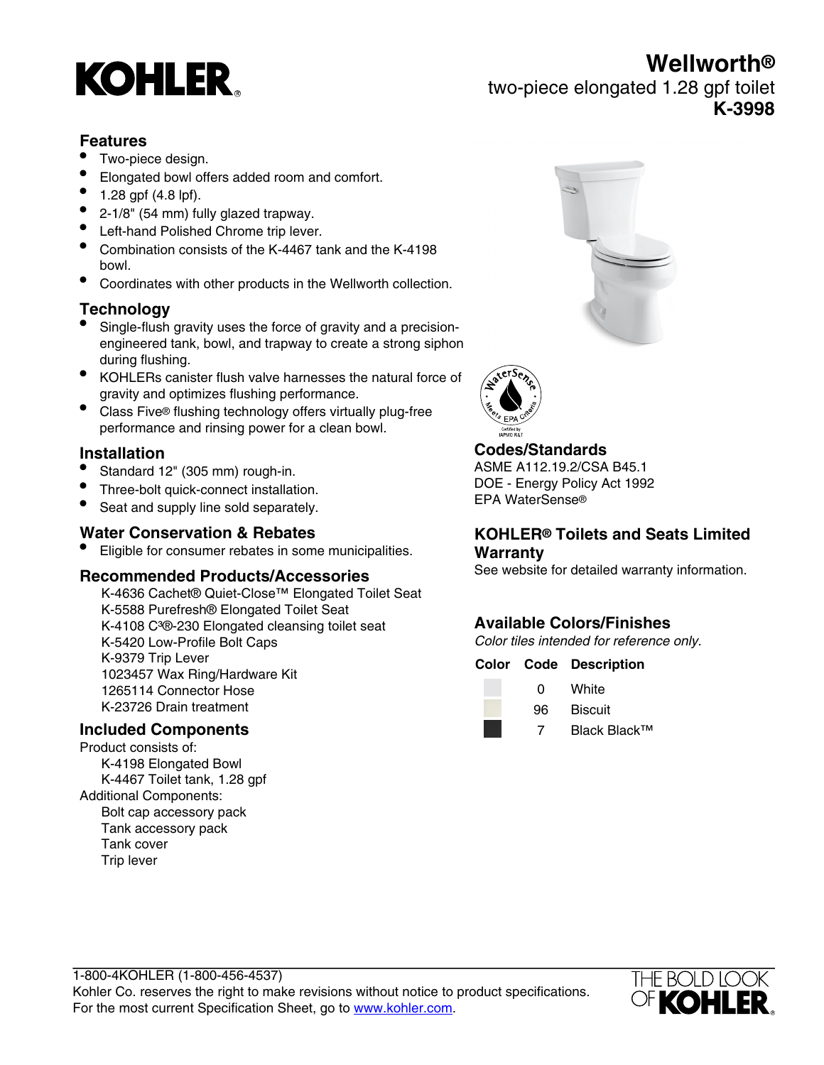# KOHLER

# Wellworth®

two-piece elongated 1.28 gpf toilet

**K-3998**

## Features

- Two-piece design.
- Elongated bowl offers added room and comfort.
- 1.28 gpf (4.8 lpf).
- 2-1/8" (54 mm) fully glazed trapway.
- Left-hand Polished Chrome trip lever.
- Combination consists of the K-4467 tank and the K-4198 bowl.
- Coordinates with other products in the Wellworth collection.

## Technology

- Single-flush gravity uses the force of gravity and a precision-engineered tank, bowl, and trapway to create a strong siphon during flushing.
- KOHLERs canister flush valve harnesses the natural force of gravity and optimizes flushing performance.
- Class Five® flushing technology offers virtually plug-free performance and rinsing power for a clean bowl.

## Installation

- Standard 12" (305 mm) rough-in.
- Three-bolt quick-connect installation.
- Seat and supply line sold separately.

## Water Conservation & Rebates

- Eligible for consumer rebates in some municipalities.

## Recommended Products/Accessories

K-4636 Cachet® Quiet-Close™ Elongated Toilet Seat
K-5588 Purefresh® Elongated Toilet Seat
K-4108 C³®-230 Elongated cleansing toilet seat
K-5420 Low-Profile Bolt Caps
K-9379 Trip Lever
1023457 Wax Ring/Hardware Kit
1265114 Connector Hose
K-23726 Drain treatment

## Included Components

Product consists of:
K-4198 Elongated Bowl
K-4467 Toilet tank, 1.28 gpf
Additional Components:
Bolt cap accessory pack
Tank accessory pack
Tank cover
Trip lever

## Codes/Standards

ASME A112.19.2/CSA B45.1
DOE - Energy Policy Act 1992
EPA WaterSense®

## KOHLER® Toilets and Seats Limited Warranty

See website for detailed warranty information.

## Available Colors/Finishes

*Color tiles intended for reference only.*

| Color | Code | Description |
|---|---|---|
| | 0 | White |
| | 96 | Biscuit |
| | 7 | Black Black™ |

1-800-4KOHLER (1-800-456-4537)
Kohler Co. reserves the right to make revisions without notice to product specifications.
For the most current Specification Sheet, go to www.kohler.com.

THE BOLD LOOK OF KOHLER.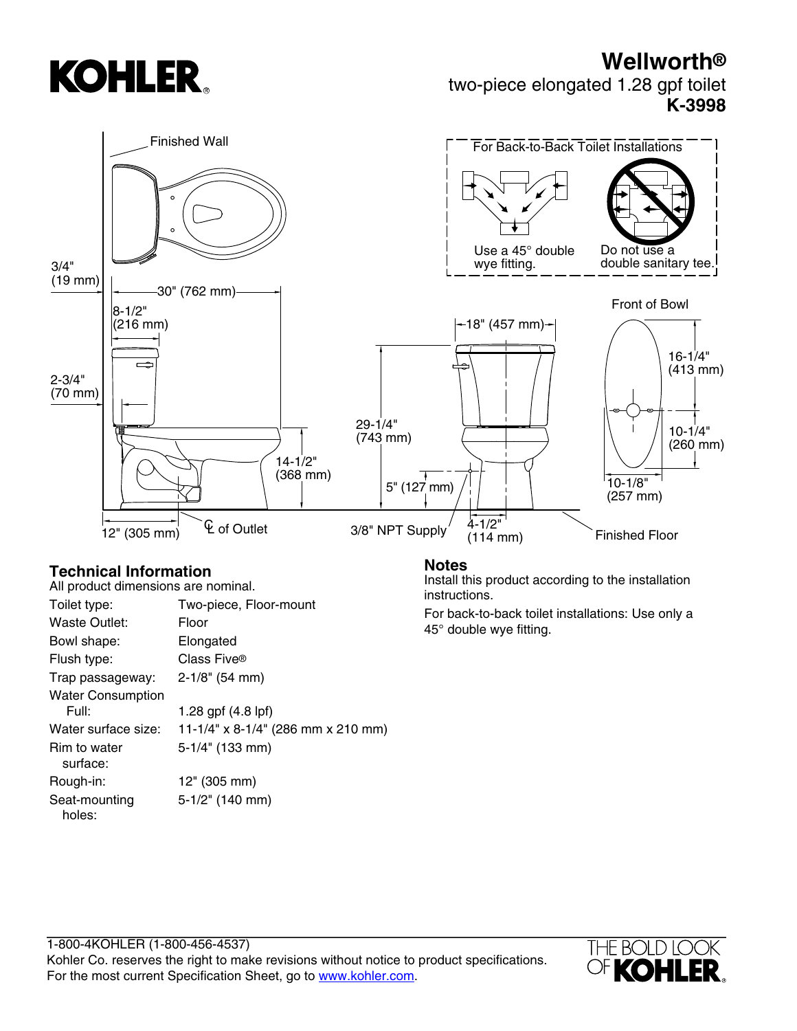# KOHLER

## Wellworth®

two-piece elongated 1.28 gpf toilet

**K-3998**

Finished Wall

For Back-to-Back Toilet Installations

Use a 45° double wye fitting.

Do not use a double sanitary tee.

3/4" (19 mm)

30" (762 mm)

8-1/2" (216 mm)

2-3/4" (70 mm)

14-1/2" (368 mm)

12" (305 mm)

℄ of Outlet

18" (457 mm)

29-1/4" (743 mm)

5" (127 mm)

3/8" NPT Supply

4-1/2" (114 mm)

Front of Bowl

16-1/4" (413 mm)

10-1/4" (260 mm)

10-1/8" (257 mm)

Finished Floor

### Technical Information

All product dimensions are nominal.

| | |
|---|---|
| Toilet type: | Two-piece, Floor-mount |
| Waste Outlet: | Floor |
| Bowl shape: | Elongated |
| Flush type: | Class Five® |
| Trap passageway: | 2-1/8" (54 mm) |
| Water Consumption Full: | 1.28 gpf (4.8 lpf) |
| Water surface size: | 11-1/4" x 8-1/4" (286 mm x 210 mm) |
| Rim to water surface: | 5-1/4" (133 mm) |
| Rough-in: | 12" (305 mm) |
| Seat-mounting holes: | 5-1/2" (140 mm) |

### Notes

Install this product according to the installation instructions.

For back-to-back toilet installations: Use only a 45° double wye fitting.

1-800-4KOHLER (1-800-456-4537)

Kohler Co. reserves the right to make revisions without notice to product specifications.

For the most current Specification Sheet, go to www.kohler.com.

THE BOLD LOOK OF KOHLER.